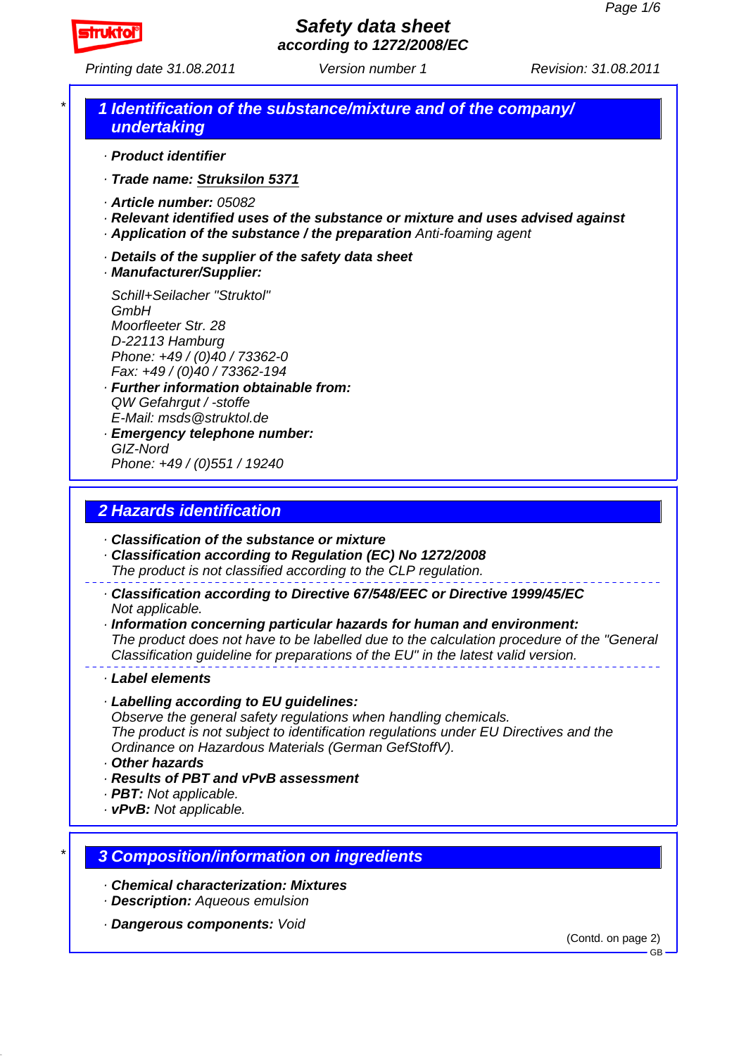# Safety data sheet
**according to 1272/2008/EC**

Printing date 31.08.2011 | Version number 1 | Revision: 31.08.2011

## 1 Identification of the substance/mixture and of the company/ undertaking

· **Product identifier**

· **Trade name: Struksilon 5371**

· **Article number:** 05082
· **Relevant identified uses of the substance or mixture and uses advised against**
· **Application of the substance / the preparation** Anti-foaming agent

· **Details of the supplier of the safety data sheet**
· **Manufacturer/Supplier:**

Schill+Seilacher "Struktol" GmbH
Moorfleeter Str. 28
D-22113 Hamburg
Phone: +49 / (0)40 / 73362-0
Fax: +49 / (0)40 / 73362-194

· **Further information obtainable from:**
QW Gefahrgut / -stoffe
E-Mail: msds@struktol.de
· **Emergency telephone number:**
GIZ-Nord
Phone: +49 / (0)551 / 19240

## 2 Hazards identification

· **Classification of the substance or mixture**
· **Classification according to Regulation (EC) No 1272/2008**
The product is not classified according to the CLP regulation.

· **Classification according to Directive 67/548/EEC or Directive 1999/45/EC**
Not applicable.
· **Information concerning particular hazards for human and environment:**
The product does not have to be labelled due to the calculation procedure of the "General Classification guideline for preparations of the EU" in the latest valid version.

· **Label elements**

· **Labelling according to EU guidelines:**
Observe the general safety regulations when handling chemicals.
The product is not subject to identification regulations under EU Directives and the Ordinance on Hazardous Materials (German GefStoffV).
· **Other hazards**
· **Results of PBT and vPvB assessment**
· **PBT:** Not applicable.
· **vPvB:** Not applicable.

## 3 Composition/information on ingredients

· **Chemical characterization: Mixtures**
· **Description:** Aqueous emulsion

· **Dangerous components:** Void

(Contd. on page 2)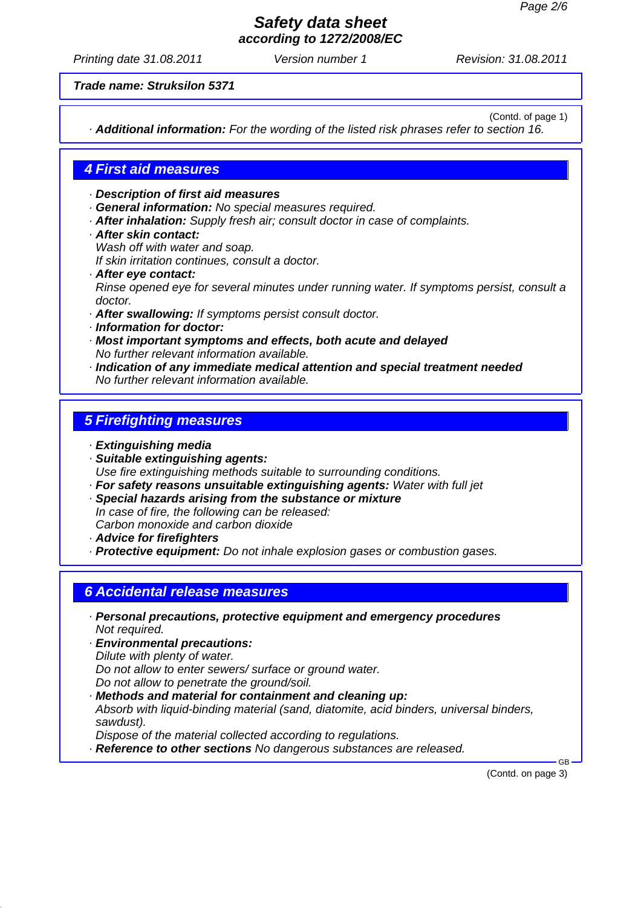**Trade name: Struksilon 5371**

(Contd. of page 1)

· ***Additional information:*** *For the wording of the listed risk phrases refer to section 16.*

## 4 First aid measures

· ***Description of first aid measures***
· ***General information:*** *No special measures required.*
· ***After inhalation:*** *Supply fresh air; consult doctor in case of complaints.*
· ***After skin contact:***
*Wash off with water and soap.*
*If skin irritation continues, consult a doctor.*
· ***After eye contact:***
*Rinse opened eye for several minutes under running water. If symptoms persist, consult a doctor.*
· ***After swallowing:*** *If symptoms persist consult doctor.*
· ***Information for doctor:***
· ***Most important symptoms and effects, both acute and delayed***
*No further relevant information available.*
· ***Indication of any immediate medical attention and special treatment needed***
*No further relevant information available.*

## 5 Firefighting measures

· ***Extinguishing media***
· ***Suitable extinguishing agents:***
*Use fire extinguishing methods suitable to surrounding conditions.*
· ***For safety reasons unsuitable extinguishing agents:*** *Water with full jet*
· ***Special hazards arising from the substance or mixture***
*In case of fire, the following can be released:*
*Carbon monoxide and carbon dioxide*
· ***Advice for firefighters***
· ***Protective equipment:*** *Do not inhale explosion gases or combustion gases.*

## 6 Accidental release measures

· ***Personal precautions, protective equipment and emergency procedures***
*Not required.*
· ***Environmental precautions:***
*Dilute with plenty of water.*
*Do not allow to enter sewers/ surface or ground water.*
*Do not allow to penetrate the ground/soil.*
· ***Methods and material for containment and cleaning up:***
*Absorb with liquid-binding material (sand, diatomite, acid binders, universal binders, sawdust).*
*Dispose of the material collected according to regulations.*
· ***Reference to other sections*** *No dangerous substances are released.*

(Contd. on page 3)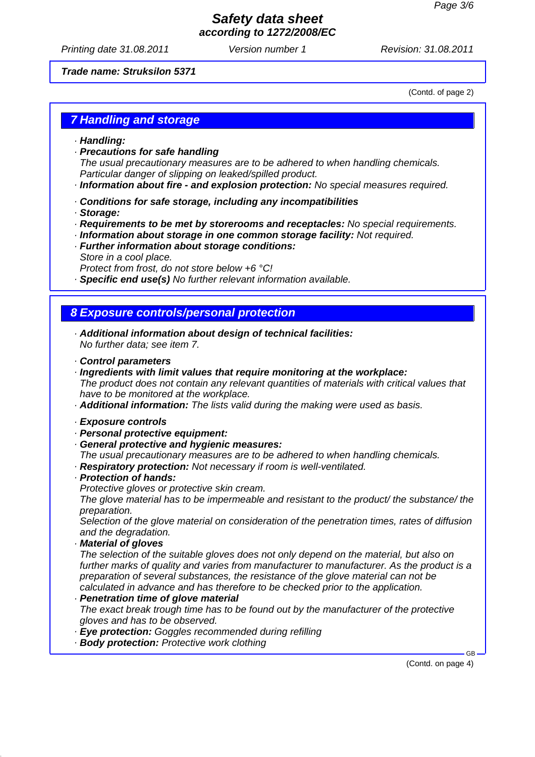**Trade name: Struksilon 5371**

(Contd. of page 2)

## 7 Handling and storage

· **Handling:**
· **Precautions for safe handling**
The usual precautionary measures are to be adhered to when handling chemicals.
Particular danger of slipping on leaked/spilled product.
· **Information about fire - and explosion protection:** No special measures required.

· **Conditions for safe storage, including any incompatibilities**
· **Storage:**
· **Requirements to be met by storerooms and receptacles:** No special requirements.
· **Information about storage in one common storage facility:** Not required.
· **Further information about storage conditions:**
Store in a cool place.
Protect from frost, do not store below +6 °C!
· **Specific end use(s)** No further relevant information available.

## 8 Exposure controls/personal protection

· **Additional information about design of technical facilities:**
No further data; see item 7.

· **Control parameters**
· **Ingredients with limit values that require monitoring at the workplace:**
The product does not contain any relevant quantities of materials with critical values that have to be monitored at the workplace.
· **Additional information:** The lists valid during the making were used as basis.

· **Exposure controls**
· **Personal protective equipment:**
· **General protective and hygienic measures:**
The usual precautionary measures are to be adhered to when handling chemicals.
· **Respiratory protection:** Not necessary if room is well-ventilated.
· **Protection of hands:**
Protective gloves or protective skin cream.
The glove material has to be impermeable and resistant to the product/ the substance/ the preparation.
Selection of the glove material on consideration of the penetration times, rates of diffusion and the degradation.
· **Material of gloves**
The selection of the suitable gloves does not only depend on the material, but also on further marks of quality and varies from manufacturer to manufacturer. As the product is a preparation of several substances, the resistance of the glove material can not be calculated in advance and has therefore to be checked prior to the application.
· **Penetration time of glove material**
The exact break trough time has to be found out by the manufacturer of the protective gloves and has to be observed.
· **Eye protection:** Goggles recommended during refilling
· **Body protection:** Protective work clothing

(Contd. on page 4)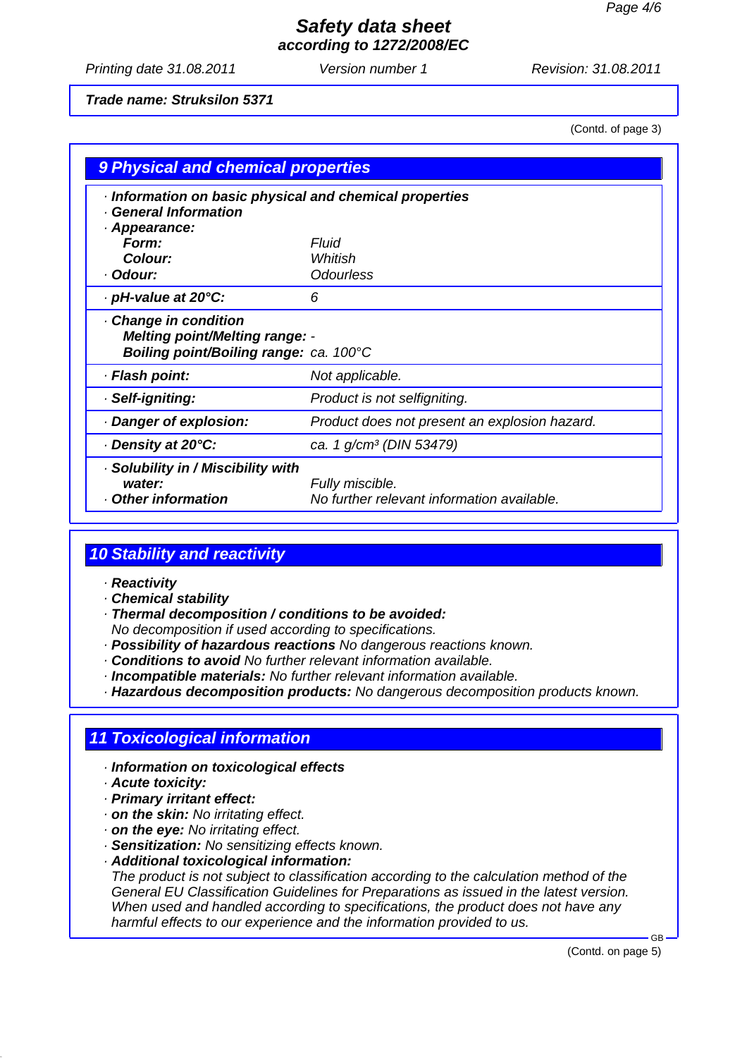**Safety data sheet**
**according to 1272/2008/EC**

Printing date 31.08.2011 Version number 1 Revision: 31.08.2011

**Trade name: Struksilon 5371**

(Contd. of page 3)

## 9 Physical and chemical properties

· **Information on basic physical and chemical properties**
· **General Information**
· **Appearance:**

| | |
|---|---|
| **Form:** | Fluid |
| **Colour:** | Whitish |
| · **Odour:** | Odourless |
| · **pH-value at 20°C:** | 6 |
| · **Change in condition** | |
| **Melting point/Melting range:** | - |
| **Boiling point/Boiling range:** | ca. 100°C |
| · **Flash point:** | Not applicable. |
| · **Self-igniting:** | Product is not selfigniting. |
| · **Danger of explosion:** | Product does not present an explosion hazard. |
| · **Density at 20°C:** | ca. 1 g/cm³ (DIN 53479) |
| · **Solubility in / Miscibility with water:** | Fully miscible. |
| · **Other information** | No further relevant information available. |

## 10 Stability and reactivity

· **Reactivity**
· **Chemical stability**
· **Thermal decomposition / conditions to be avoided:**
No decomposition if used according to specifications.
· **Possibility of hazardous reactions** No dangerous reactions known.
· **Conditions to avoid** No further relevant information available.
· **Incompatible materials:** No further relevant information available.
· **Hazardous decomposition products:** No dangerous decomposition products known.

## 11 Toxicological information

· **Information on toxicological effects**
· **Acute toxicity:**
· **Primary irritant effect:**
· **on the skin:** No irritating effect.
· **on the eye:** No irritating effect.
· **Sensitization:** No sensitizing effects known.
· **Additional toxicological information:**
The product is not subject to classification according to the calculation method of the General EU Classification Guidelines for Preparations as issued in the latest version.
When used and handled according to specifications, the product does not have any harmful effects to our experience and the information provided to us.

GB

(Contd. on page 5)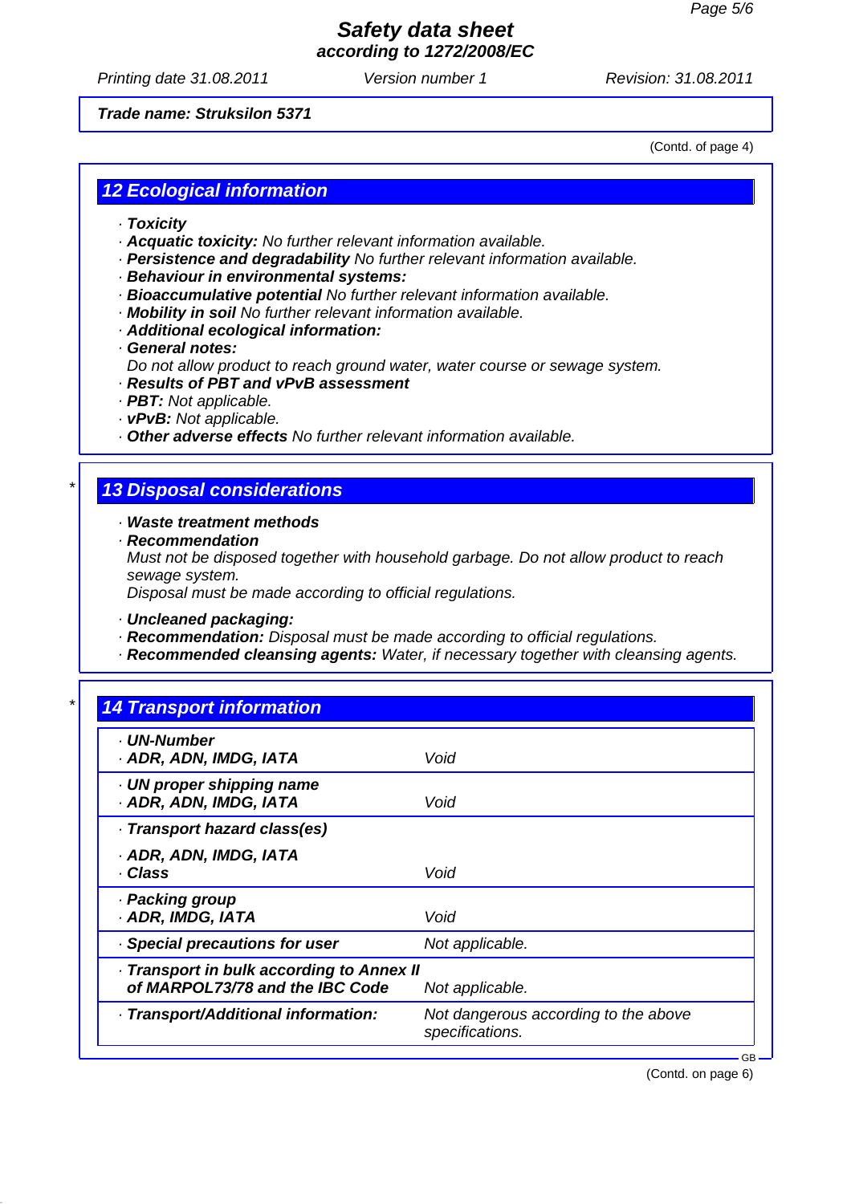**Trade name: Struksilon 5371**

(Contd. of page 4)

## 12 Ecological information

· **Toxicity**
· **Acquatic toxicity:** No further relevant information available.
· **Persistence and degradability** No further relevant information available.
· **Behaviour in environmental systems:**
· **Bioaccumulative potential** No further relevant information available.
· **Mobility in soil** No further relevant information available.
· **Additional ecological information:**
· **General notes:**
Do not allow product to reach ground water, water course or sewage system.
· **Results of PBT and vPvB assessment**
· **PBT:** Not applicable.
· **vPvB:** Not applicable.
· **Other adverse effects** No further relevant information available.

## * 13 Disposal considerations

· **Waste treatment methods**
· **Recommendation**
Must not be disposed together with household garbage. Do not allow product to reach sewage system.
Disposal must be made according to official regulations.

· **Uncleaned packaging:**
· **Recommendation:** Disposal must be made according to official regulations.
· **Recommended cleansing agents:** Water, if necessary together with cleansing agents.

## * 14 Transport information

| | |
|---|---|
| · **UN-Number**<br>· **ADR, ADN, IMDG, IATA** | Void |
| · **UN proper shipping name**<br>· **ADR, ADN, IMDG, IATA** | Void |
| · **Transport hazard class(es)**<br>· **ADR, ADN, IMDG, IATA**<br>· **Class** | Void |
| · **Packing group**<br>· **ADR, IMDG, IATA** | Void |
| · **Special precautions for user** | Not applicable. |
| · **Transport in bulk according to Annex II of MARPOL73/78 and the IBC Code** | Not applicable. |
| · **Transport/Additional information:** | Not dangerous according to the above specifications. |

GB

(Contd. on page 6)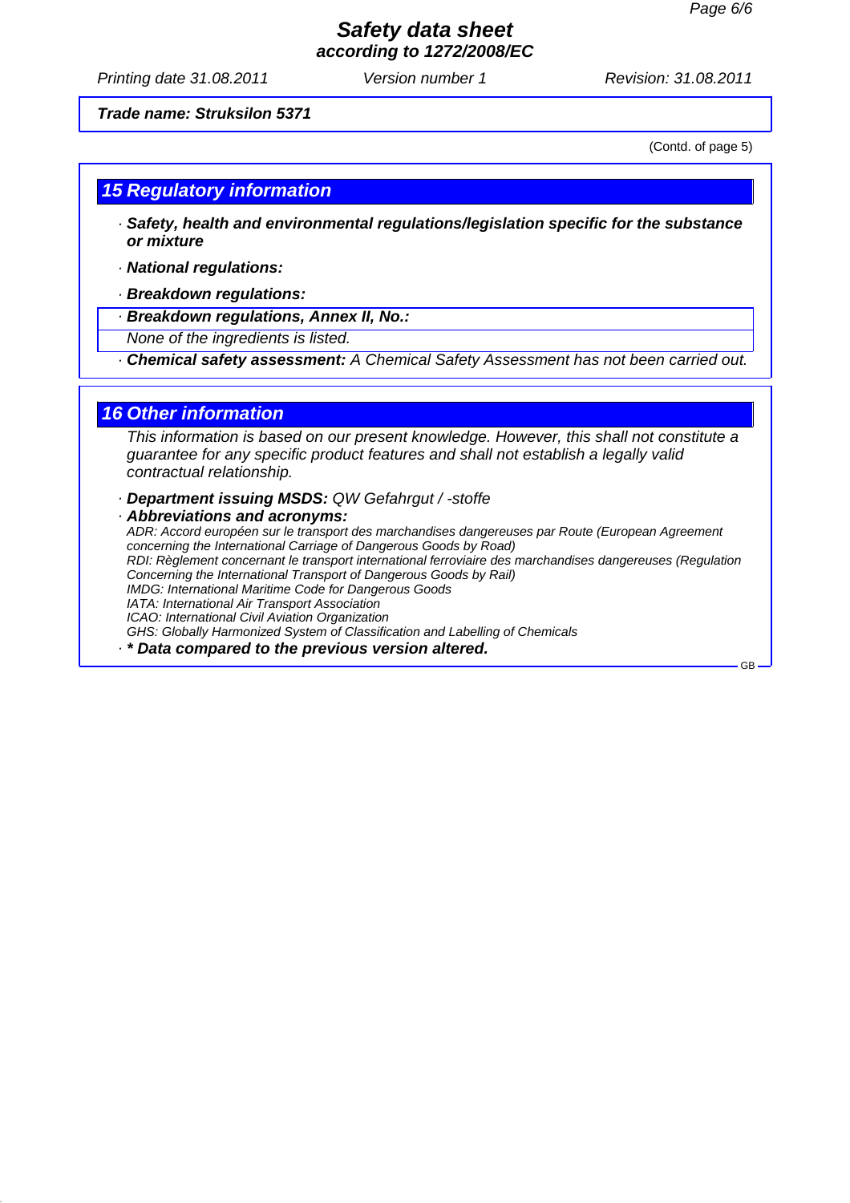(Contd. of page 5)

## 15 Regulatory information

· **Safety, health and environmental regulations/legislation specific for the substance or mixture**

· **National regulations:**

· **Breakdown regulations:**

· **Breakdown regulations, Annex II, No.:**

*None of the ingredients is listed.*

· **Chemical safety assessment:** *A Chemical Safety Assessment has not been carried out.*

## 16 Other information

*This information is based on our present knowledge. However, this shall not constitute a guarantee for any specific product features and shall not establish a legally valid contractual relationship.*

· **Department issuing MSDS:** *QW Gefahrgut / -stoffe*

· **Abbreviations and acronyms:**

*ADR: Accord européen sur le transport des marchandises dangereuses par Route (European Agreement concerning the International Carriage of Dangerous Goods by Road)*
*RDI: Règlement concernant le transport international ferroviaire des marchandises dangereuses (Regulation Concerning the International Transport of Dangerous Goods by Rail)*
*IMDG: International Maritime Code for Dangerous Goods*
*IATA: International Air Transport Association*
*ICAO: International Civil Aviation Organization*
*GHS: Globally Harmonized System of Classification and Labelling of Chemicals*

· **\* Data compared to the previous version altered.**

GB